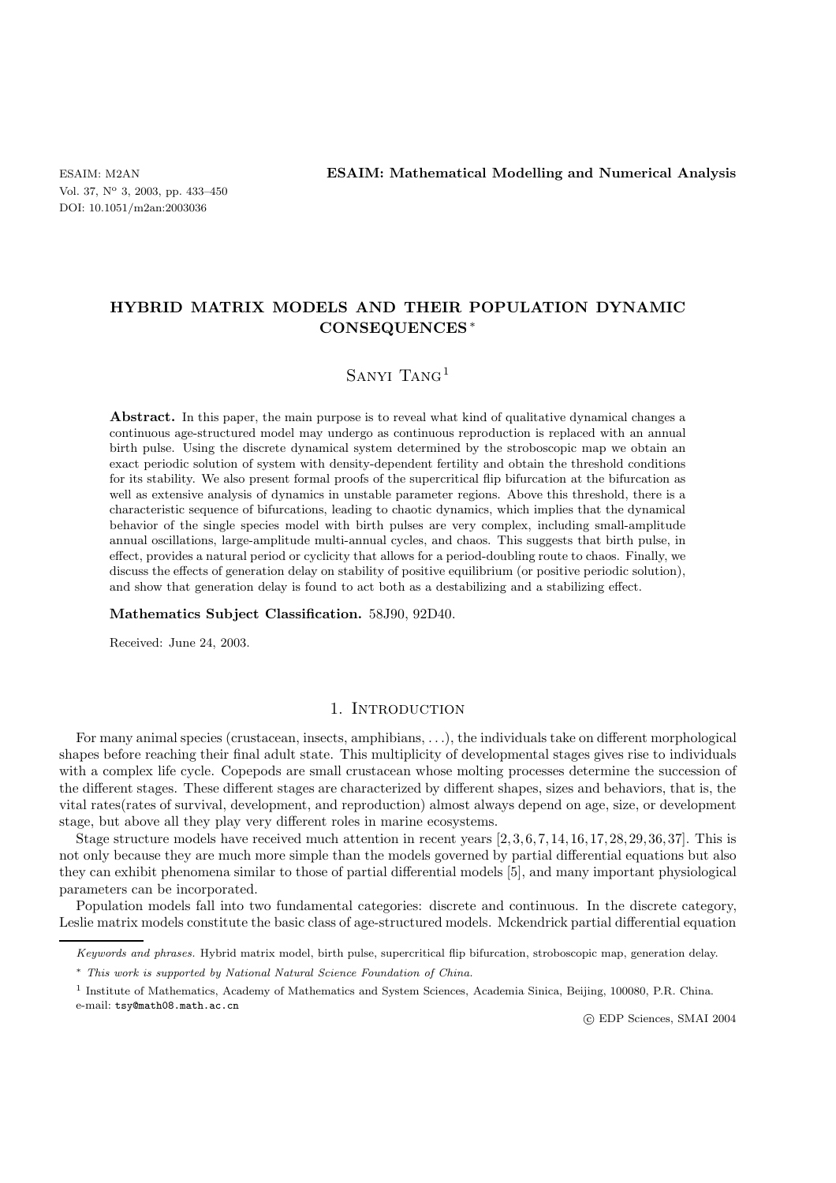# HYBRID MATRIX MODELS AND THEIR POPULATION DYNAMIC CONSEQUENCES *

Sanyi Tang [1]

**Abstract.** In this paper, the main purpose is to reveal what kind of qualitative dynamical changes a continuous age-structured model may undergo as continuous reproduction is replaced with an annual birth pulse. Using the discrete dynamical system determined by the stroboscopic map we obtain an exact periodic solution of system with density-dependent fertility and obtain the threshold conditions for its stability. We also present formal proofs of the supercritical flip bifurcation at the bifurcation as well as extensive analysis of dynamics in unstable parameter regions. Above this threshold, there is a characteristic sequence of bifurcations, leading to chaotic dynamics, which implies that the dynamical behavior of the single species model with birth pulses are very complex, including small-amplitude annual oscillations, large-amplitude multi-annual cycles, and chaos. This suggests that birth pulse, in effect, provides a natural period or cyclicity that allows for a period-doubling route to chaos. Finally, we discuss the effects of generation delay on stability of positive equilibrium (or positive periodic solution), and show that generation delay is found to act both as a destabilizing and a stabilizing effect.

**Mathematics Subject Classification.** 58J90, 92D40.

Received: June 24, 2003.

## 1. Introduction

For many animal species (crustacean, insects, amphibians, ...), the individuals take on different morphological shapes before reaching their final adult state. This multiplicity of developmental stages gives rise to individuals with a complex life cycle. Copepods are small crustacean whose molting processes determine the succession of the different stages. These different stages are characterized by different shapes, sizes and behaviors, that is, the vital rates(rates of survival, development, and reproduction) almost always depend on age, size, or development stage, but above all they play very different roles in marine ecosystems.

Stage structure models have received much attention in recent years [2,3,6,7,14,16,17,28,29,36,37]. This is not only because they are much more simple than the models governed by partial differential equations but also they can exhibit phenomena similar to those of partial differential models [5], and many important physiological parameters can be incorporated.

Population models fall into two fundamental categories: discrete and continuous. In the discrete category, Leslie matrix models constitute the basic class of age-structured models. Mckendrick partial differential equation

---

*Keywords and phrases.* Hybrid matrix model, birth pulse, supercritical flip bifurcation, stroboscopic map, generation delay.

\* *This work is supported by National Natural Science Foundation of China.*

[1] Institute of Mathematics, Academy of Mathematics and System Sciences, Academia Sinica, Beijing, 100080, P.R. China. e-mail: tsy@math08.math.ac.cn

© EDP Sciences, SMAI 2004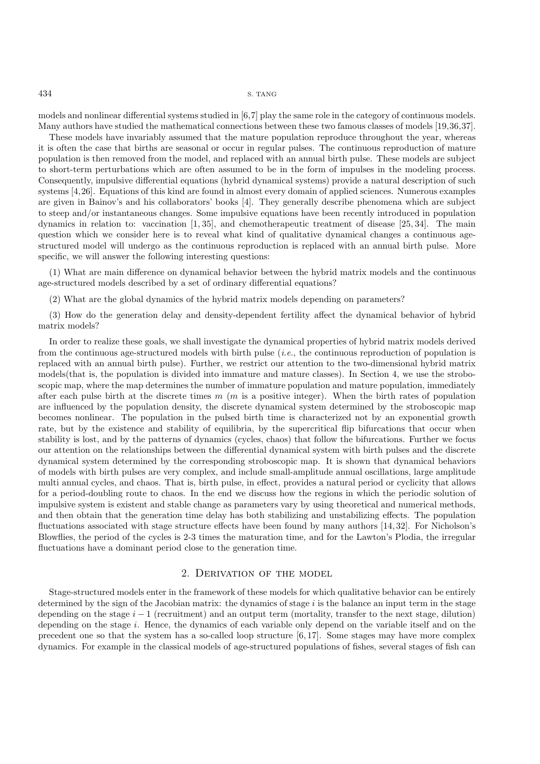models and nonlinear differential systems studied in [6,7] play the same role in the category of continuous models. Many authors have studied the mathematical connections between these two famous classes of models [19,36,37].

These models have invariably assumed that the mature population reproduce throughout the year, whereas it is often the case that births are seasonal or occur in regular pulses. The continuous reproduction of mature population is then removed from the model, and replaced with an annual birth pulse. These models are subject to short-term perturbations which are often assumed to be in the form of impulses in the modeling process. Consequently, impulsive differential equations (hybrid dynamical systems) provide a natural description of such systems [4,26]. Equations of this kind are found in almost every domain of applied sciences. Numerous examples are given in Bainov's and his collaborators' books [4]. They generally describe phenomena which are subject to steep and/or instantaneous changes. Some impulsive equations have been recently introduced in population dynamics in relation to: vaccination [1, 35], and chemotherapeutic treatment of disease [25, 34]. The main question which we consider here is to reveal what kind of qualitative dynamical changes a continuous age-structured model will undergo as the continuous reproduction is replaced with an annual birth pulse. More specific, we will answer the following interesting questions:

(1) What are main difference on dynamical behavior between the hybrid matrix models and the continuous age-structured models described by a set of ordinary differential equations?

(2) What are the global dynamics of the hybrid matrix models depending on parameters?

(3) How do the generation delay and density-dependent fertility affect the dynamical behavior of hybrid matrix models?

In order to realize these goals, we shall investigate the dynamical properties of hybrid matrix models derived from the continuous age-structured models with birth pulse (*i.e.*, the continuous reproduction of population is replaced with an annual birth pulse). Further, we restrict our attention to the two-dimensional hybrid matrix models(that is, the population is divided into immature and mature classes). In Section 4, we use the stroboscopic map, where the map determines the number of immature population and mature population, immediately after each pulse birth at the discrete times $m$ ($m$ is a positive integer). When the birth rates of population are influenced by the population density, the discrete dynamical system determined by the stroboscopic map becomes nonlinear. The population in the pulsed birth time is characterized not by an exponential growth rate, but by the existence and stability of equilibria, by the supercritical flip bifurcations that occur when stability is lost, and by the patterns of dynamics (cycles, chaos) that follow the bifurcations. Further we focus our attention on the relationships between the differential dynamical system with birth pulses and the discrete dynamical system determined by the corresponding stroboscopic map. It is shown that dynamical behaviors of models with birth pulses are very complex, and include small-amplitude annual oscillations, large amplitude multi annual cycles, and chaos. That is, birth pulse, in effect, provides a natural period or cyclicity that allows for a period-doubling route to chaos. In the end we discuss how the regions in which the periodic solution of impulsive system is existent and stable change as parameters vary by using theoretical and numerical methods, and then obtain that the generation time delay has both stabilizing and unstabilizing effects. The population fluctuations associated with stage structure effects have been found by many authors [14, 32]. For Nicholson's Blowflies, the period of the cycles is 2-3 times the maturation time, and for the Lawton's Plodia, the irregular fluctuations have a dominant period close to the generation time.

## 2. Derivation of the model

Stage-structured models enter in the framework of these models for which qualitative behavior can be entirely determined by the sign of the Jacobian matrix: the dynamics of stage $i$ is the balance an input term in the stage depending on the stage $i-1$ (recruitment) and an output term (mortality, transfer to the next stage, dilution) depending on the stage $i$. Hence, the dynamics of each variable only depend on the variable itself and on the precedent one so that the system has a so-called loop structure [6, 17]. Some stages may have more complex dynamics. For example in the classical models of age-structured populations of fishes, several stages of fish can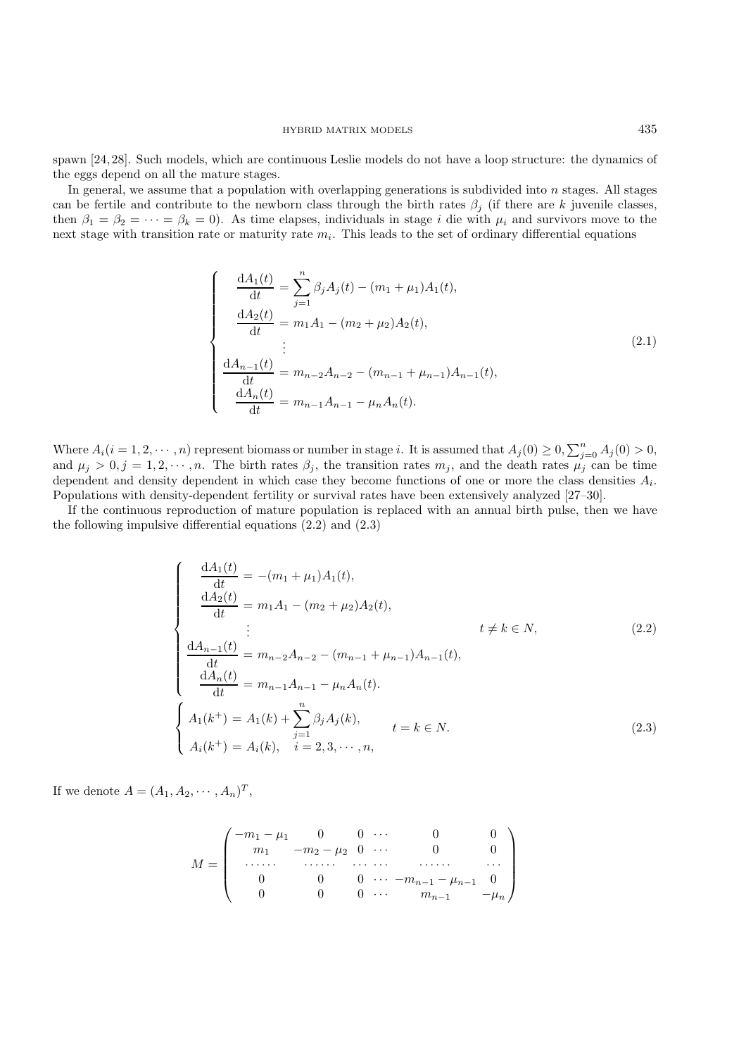spawn [24, 28]. Such models, which are continuous Leslie models do not have a loop structure: the dynamics of the eggs depend on all the mature stages.

In general, we assume that a population with overlapping generations is subdivided into $n$ stages. All stages can be fertile and contribute to the newborn class through the birth rates $\beta_j$ (if there are $k$ juvenile classes, then $\beta_1 = \beta_2 = \cdots = \beta_k = 0$). As time elapses, individuals in stage $i$ die with $\mu_i$ and survivors move to the next stage with transition rate or maturity rate $m_i$. This leads to the set of ordinary differential equations

$$
\begin{cases}
\dfrac{\mathrm{d}A_1(t)}{\mathrm{d}t} = \displaystyle\sum_{j=1}^{n} \beta_j A_j(t) - (m_1 + \mu_1)A_1(t),\\
\dfrac{\mathrm{d}A_2(t)}{\mathrm{d}t} = m_1 A_1 - (m_2 + \mu_2)A_2(t),\\
\qquad \vdots\\
\dfrac{\mathrm{d}A_{n-1}(t)}{\mathrm{d}t} = m_{n-2}A_{n-2} - (m_{n-1} + \mu_{n-1})A_{n-1}(t),\\
\dfrac{\mathrm{d}A_n(t)}{\mathrm{d}t} = m_{n-1}A_{n-1} - \mu_n A_n(t).
\end{cases}
\tag{2.1}
$$

Where $A_i (i = 1, 2, \cdots, n)$ represent biomass or number in stage $i$. It is assumed that $A_j(0) \geq 0, \sum_{j=0}^{n} A_j(0) > 0$, and $\mu_j > 0, j = 1, 2, \cdots, n$. The birth rates $\beta_j$, the transition rates $m_j$, and the death rates $\mu_j$ can be time dependent and density dependent in which case they become functions of one or more the class densities $A_i$. Populations with density-dependent fertility or survival rates have been extensively analyzed [27–30].

If the continuous reproduction of mature population is replaced with an annual birth pulse, then we have the following impulsive differential equations (2.2) and (2.3)

$$
\begin{cases}
\dfrac{\mathrm{d}A_1(t)}{\mathrm{d}t} = -(m_1 + \mu_1)A_1(t),\\
\dfrac{\mathrm{d}A_2(t)}{\mathrm{d}t} = m_1 A_1 - (m_2 + \mu_2)A_2(t),\\
\qquad \vdots\\
\dfrac{\mathrm{d}A_{n-1}(t)}{\mathrm{d}t} = m_{n-2}A_{n-2} - (m_{n-1} + \mu_{n-1})A_{n-1}(t),\\
\dfrac{\mathrm{d}A_n(t)}{\mathrm{d}t} = m_{n-1}A_{n-1} - \mu_n A_n(t).
\end{cases}
\qquad t \neq k \in N,
\tag{2.2}
$$

$$
\begin{cases}
A_1(k^+) = A_1(k) + \displaystyle\sum_{j=1}^{n} \beta_j A_j(k),\\
A_i(k^+) = A_i(k), \quad i = 2, 3, \cdots, n,
\end{cases}
\qquad t = k \in N.
\tag{2.3}
$$

If we denote $A = (A_1, A_2, \cdots, A_n)^T$,

$$
M = \begin{pmatrix}
-m_1 - \mu_1 & 0 & 0 & \cdots & 0 & 0\\
m_1 & -m_2 - \mu_2 & 0 & \cdots & 0 & 0\\
\cdots\cdots & \cdots\cdots & \cdots & \cdots & \cdots\cdots & \cdots\\
0 & 0 & 0 & \cdots & -m_{n-1} - \mu_{n-1} & 0\\
0 & 0 & 0 & \cdots & m_{n-1} & -\mu_n
\end{pmatrix}
$$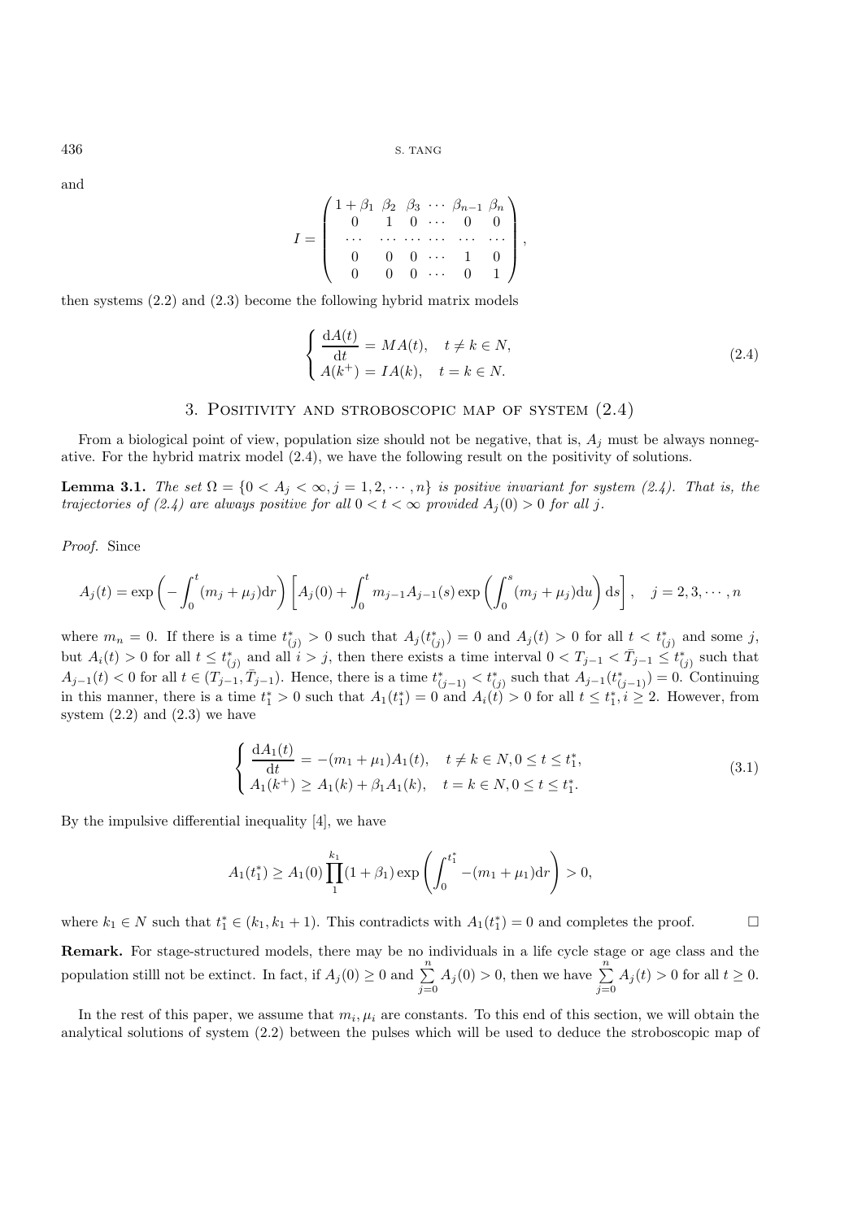and

$$
I = \begin{pmatrix} 1+\beta_1 & \beta_2 & \beta_3 & \cdots & \beta_{n-1} & \beta_n \\ 0 & 1 & 0 & \cdots & 0 & 0 \\ \cdots & \cdots & \cdots & \cdots & \cdots & \cdots \\ 0 & 0 & 0 & \cdots & 1 & 0 \\ 0 & 0 & 0 & \cdots & 0 & 1 \end{pmatrix},
$$

then systems (2.2) and (2.3) become the following hybrid matrix models

$$
\begin{cases} \dfrac{\mathrm{d}A(t)}{\mathrm{d}t} = MA(t), \quad t \neq k \in N, \\ A(k^+) = IA(k), \quad t = k \in N. \end{cases} \tag{2.4}
$$

## 3. Positivity and stroboscopic map of system (2.4)

From a biological point of view, population size should not be negative, that is, $A_j$ must be always nonnegative. For the hybrid matrix model (2.4), we have the following result on the positivity of solutions.

**Lemma 3.1.** *The set $\Omega = \{0 < A_j < \infty, j = 1, 2, \cdots, n\}$ is positive invariant for system (2.4). That is, the trajectories of (2.4) are always positive for all $0 < t < \infty$ provided $A_j(0) > 0$ for all $j$.*

*Proof.* Since

$$
A_j(t) = \exp\left(-\int_0^t (m_j + \mu_j)\mathrm{d}r\right)\left[A_j(0) + \int_0^t m_{j-1}A_{j-1}(s)\exp\left(\int_0^s (m_j+\mu_j)\mathrm{d}u\right)\mathrm{d}s\right], \quad j = 2, 3, \cdots, n
$$

where $m_n = 0$. If there is a time $t^*_{(j)} > 0$ such that $A_j(t^*_{(j)}) = 0$ and $A_j(t) > 0$ for all $t < t^*_{(j)}$ and some $j$, but $A_i(t) > 0$ for all $t \leq t^*_{(j)}$ and all $i > j$, then there exists a time interval $0 < T_{j-1} < \bar{T}_{j-1} \leq t^*_{(j)}$ such that $A_{j-1}(t) < 0$ for all $t \in (T_{j-1}, \bar{T}_{j-1})$. Hence, there is a time $t^*_{(j-1)} < t^*_{(j)}$ such that $A_{j-1}(t^*_{(j-1)}) = 0$. Continuing in this manner, there is a time $t^*_1 > 0$ such that $A_1(t^*_1) = 0$ and $A_i(t) > 0$ for all $t \leq t^*_1, i \geq 2$. However, from system (2.2) and (2.3) we have

$$
\begin{cases} \dfrac{\mathrm{d}A_1(t)}{\mathrm{d}t} = -(m_1+\mu_1)A_1(t), \quad t \neq k \in N, 0 \leq t \leq t^*_1, \\ A_1(k^+) \geq A_1(k) + \beta_1 A_1(k), \quad t = k \in N, 0 \leq t \leq t^*_1. \end{cases} \tag{3.1}
$$

By the impulsive differential inequality [4], we have

$$
A_1(t^*_1) \geq A_1(0)\prod_1^{k_1}(1+\beta_1)\exp\left(\int_0^{t^*_1} -(m_1+\mu_1)\mathrm{d}r\right) > 0,
$$

where $k_1 \in N$ such that $t^*_1 \in (k_1, k_1+1)$. This contradicts with $A_1(t^*_1) = 0$ and completes the proof. $\square$

**Remark.** For stage-structured models, there may be no individuals in a life cycle stage or age class and the population stilll not be extinct. In fact, if $A_j(0) \geq 0$ and $\sum_{j=0}^{n} A_j(0) > 0$, then we have $\sum_{j=0}^{n} A_j(t) > 0$ for all $t \geq 0$.

In the rest of this paper, we assume that $m_i, \mu_i$ are constants. To this end of this section, we will obtain the analytical solutions of system (2.2) between the pulses which will be used to deduce the stroboscopic map of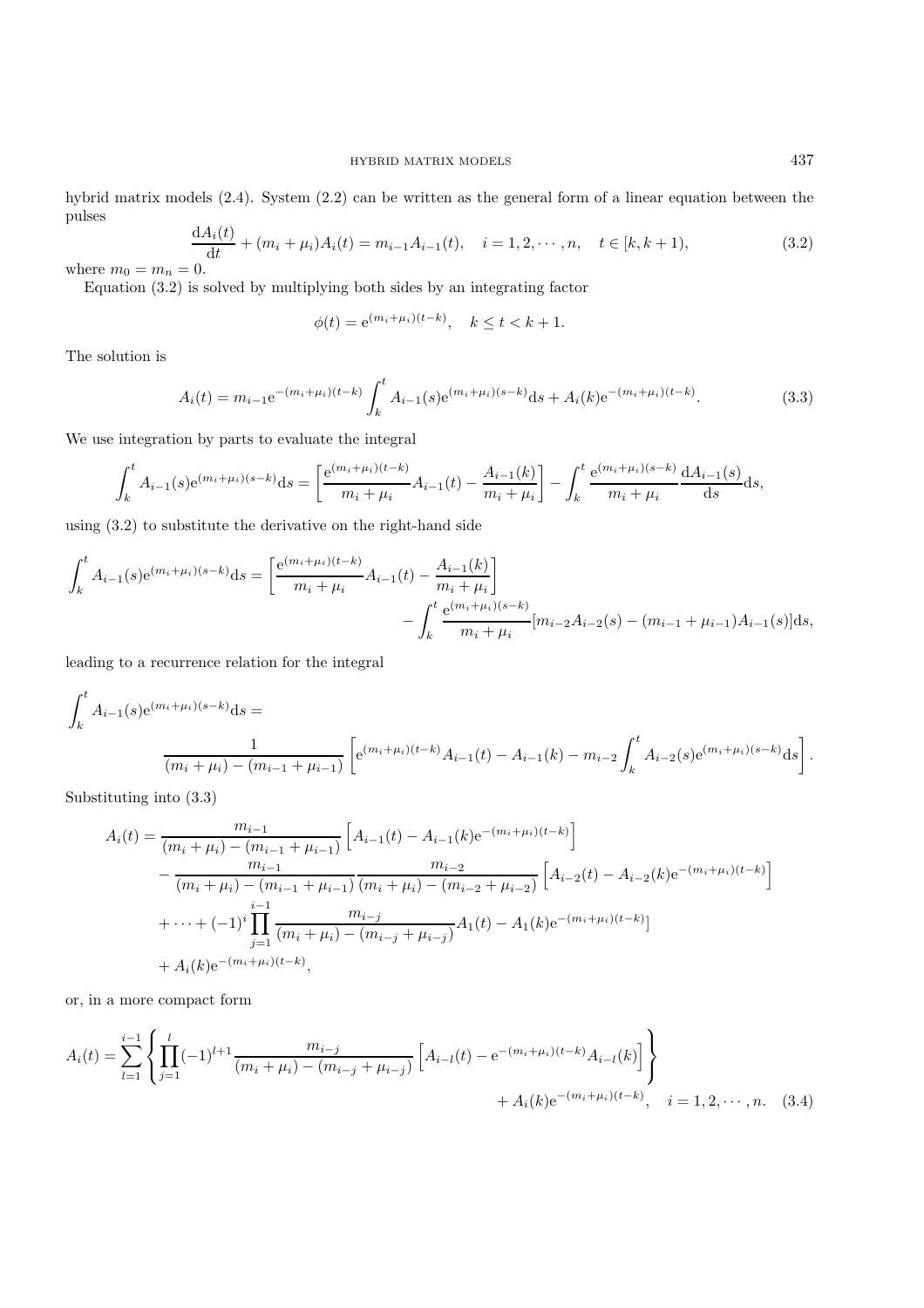hybrid matrix models (2.4). System (2.2) can be written as the general form of a linear equation between the pulses

$$\frac{\mathrm{d}A_i(t)}{\mathrm{d}t} + (m_i + \mu_i)A_i(t) = m_{i-1}A_{i-1}(t), \quad i = 1, 2, \cdots, n, \quad t \in [k, k+1), \tag{3.2}$$

where $m_0 = m_n = 0$.

Equation (3.2) is solved by multiplying both sides by an integrating factor

$$\phi(t) = \mathrm{e}^{(m_i+\mu_i)(t-k)}, \quad k \le t < k+1.$$

The solution is

$$A_i(t) = m_{i-1}\mathrm{e}^{-(m_i+\mu_i)(t-k)} \int_k^t A_{i-1}(s)\mathrm{e}^{(m_i+\mu_i)(s-k)}\mathrm{d}s + A_i(k)\mathrm{e}^{-(m_i+\mu_i)(t-k)}. \tag{3.3}$$

We use integration by parts to evaluate the integral

$$\int_k^t A_{i-1}(s)\mathrm{e}^{(m_i+\mu_i)(s-k)}\mathrm{d}s = \left[\frac{\mathrm{e}^{(m_i+\mu_i)(t-k)}}{m_i+\mu_i}A_{i-1}(t) - \frac{A_{i-1}(k)}{m_i+\mu_i}\right] - \int_k^t \frac{\mathrm{e}^{(m_i+\mu_i)(s-k)}}{m_i+\mu_i}\frac{\mathrm{d}A_{i-1}(s)}{\mathrm{d}s}\mathrm{d}s,$$

using (3.2) to substitute the derivative on the right-hand side

$$\int_k^t A_{i-1}(s)\mathrm{e}^{(m_i+\mu_i)(s-k)}\mathrm{d}s = \left[\frac{\mathrm{e}^{(m_i+\mu_i)(t-k)}}{m_i+\mu_i}A_{i-1}(t) - \frac{A_{i-1}(k)}{m_i+\mu_i}\right] - \int_k^t \frac{\mathrm{e}^{(m_i+\mu_i)(s-k)}}{m_i+\mu_i}[m_{i-2}A_{i-2}(s) - (m_{i-1}+\mu_{i-1})A_{i-1}(s)]\mathrm{d}s,$$

leading to a recurrence relation for the integral

$$\int_k^t A_{i-1}(s)\mathrm{e}^{(m_i+\mu_i)(s-k)}\mathrm{d}s = \frac{1}{(m_i+\mu_i)-(m_{i-1}+\mu_{i-1})}\left[\mathrm{e}^{(m_i+\mu_i)(t-k)}A_{i-1}(t) - A_{i-1}(k) - m_{i-2}\int_k^t A_{i-2}(s)\mathrm{e}^{(m_i+\mu_i)(s-k)}\mathrm{d}s\right].$$

Substituting into (3.3)

$$\begin{aligned}
A_i(t) = {} & \frac{m_{i-1}}{(m_i+\mu_i)-(m_{i-1}+\mu_{i-1})}\left[A_{i-1}(t) - A_{i-1}(k)\mathrm{e}^{-(m_i+\mu_i)(t-k)}\right] \\
& - \frac{m_{i-1}}{(m_i+\mu_i)-(m_{i-1}+\mu_{i-1})}\frac{m_{i-2}}{(m_i+\mu_i)-(m_{i-2}+\mu_{i-2})}\left[A_{i-2}(t) - A_{i-2}(k)\mathrm{e}^{-(m_i+\mu_i)(t-k)}\right] \\
& + \cdots + (-1)^i \prod_{j=1}^{i-1}\frac{m_{i-j}}{(m_i+\mu_i)-(m_{i-j}+\mu_{i-j})}A_1(t) - A_1(k)\mathrm{e}^{-(m_i+\mu_i)(t-k)}] \\
& + A_i(k)\mathrm{e}^{-(m_i+\mu_i)(t-k)},
\end{aligned}$$

or, in a more compact form

$$A_i(t) = \sum_{l=1}^{i-1}\left\{\prod_{j=1}^{l}(-1)^{l+1}\frac{m_{i-j}}{(m_i+\mu_i)-(m_{i-j}+\mu_{i-j})}\left[A_{i-l}(t) - \mathrm{e}^{-(m_i+\mu_i)(t-k)}A_{i-l}(k)\right]\right\} + A_i(k)\mathrm{e}^{-(m_i+\mu_i)(t-k)}, \quad i = 1, 2, \cdots, n. \tag{3.4}$$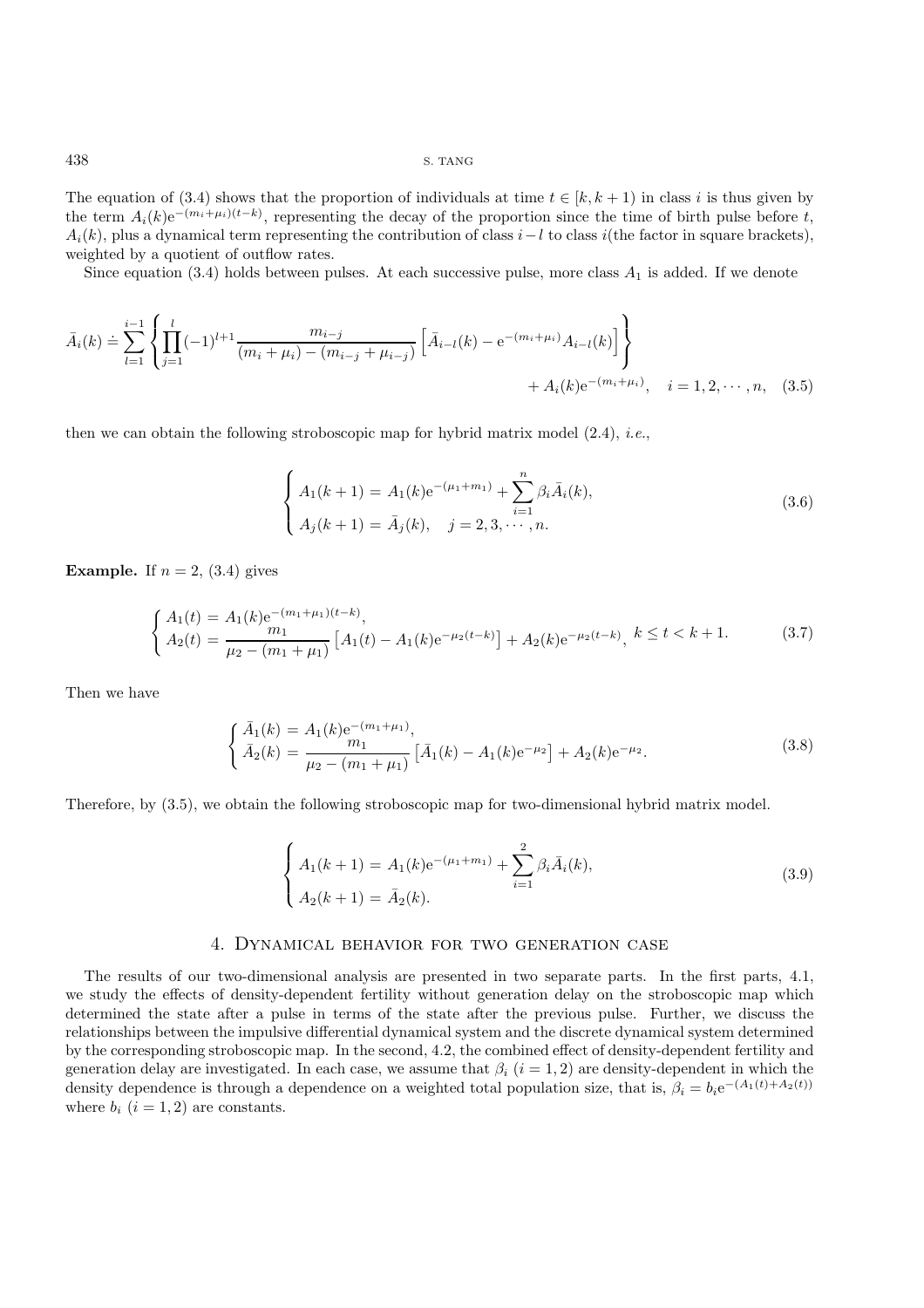The equation of (3.4) shows that the proportion of individuals at time $t \in [k, k+1)$ in class $i$ is thus given by the term $A_i(k)\mathrm{e}^{-(m_i+\mu_i)(t-k)}$, representing the decay of the proportion since the time of birth pulse before $t$, $A_i(k)$, plus a dynamical term representing the contribution of class $i-l$ to class $i$(the factor in square brackets), weighted by a quotient of outflow rates.

Since equation (3.4) holds between pulses. At each successive pulse, more class $A_1$ is added. If we denote

$$\bar{A}_i(k) \doteq \sum_{l=1}^{i-1}\left\{\prod_{j=1}^{l}(-1)^{l+1}\frac{m_{i-j}}{(m_i+\mu_i)-(m_{i-j}+\mu_{i-j})}\left[\bar{A}_{i-l}(k)-\mathrm{e}^{-(m_i+\mu_i)}A_{i-l}(k)\right]\right\} + A_i(k)\mathrm{e}^{-(m_i+\mu_i)}, \quad i=1,2,\cdots,n, \quad (3.5)$$

then we can obtain the following stroboscopic map for hybrid matrix model (2.4), *i.e.*,

$$\begin{cases} A_1(k+1) = A_1(k)\mathrm{e}^{-(\mu_1+m_1)} + \displaystyle\sum_{i=1}^{n}\beta_i\bar{A}_i(k), \\ A_j(k+1) = \bar{A}_j(k), \quad j=2,3,\cdots,n. \end{cases} \quad (3.6)$$

**Example.** If $n=2$, (3.4) gives

$$\begin{cases} A_1(t) = A_1(k)\mathrm{e}^{-(m_1+\mu_1)(t-k)}, \\ A_2(t) = \dfrac{m_1}{\mu_2-(m_1+\mu_1)}\left[A_1(t)-A_1(k)\mathrm{e}^{-\mu_2(t-k)}\right] + A_2(k)\mathrm{e}^{-\mu_2(t-k)}, \end{cases} k \le t < k+1. \quad (3.7)$$

Then we have

$$\begin{cases} \bar{A}_1(k) = A_1(k)\mathrm{e}^{-(m_1+\mu_1)}, \\ \bar{A}_2(k) = \dfrac{m_1}{\mu_2-(m_1+\mu_1)}\left[\bar{A}_1(k)-A_1(k)\mathrm{e}^{-\mu_2}\right] + A_2(k)\mathrm{e}^{-\mu_2}. \end{cases} \quad (3.8)$$

Therefore, by (3.5), we obtain the following stroboscopic map for two-dimensional hybrid matrix model.

$$\begin{cases} A_1(k+1) = A_1(k)\mathrm{e}^{-(\mu_1+m_1)} + \displaystyle\sum_{i=1}^{2}\beta_i\bar{A}_i(k), \\ A_2(k+1) = \bar{A}_2(k). \end{cases} \quad (3.9)$$

## 4. Dynamical behavior for two generation case

The results of our two-dimensional analysis are presented in two separate parts. In the first parts, 4.1, we study the effects of density-dependent fertility without generation delay on the stroboscopic map which determined the state after a pulse in terms of the state after the previous pulse. Further, we discuss the relationships between the impulsive differential dynamical system and the discrete dynamical system determined by the corresponding stroboscopic map. In the second, 4.2, the combined effect of density-dependent fertility and generation delay are investigated. In each case, we assume that $\beta_i$ $(i=1,2)$ are density-dependent in which the density dependence is through a dependence on a weighted total population size, that is, $\beta_i = b_i\mathrm{e}^{-(A_1(t)+A_2(t))}$ where $b_i$ $(i=1,2)$ are constants.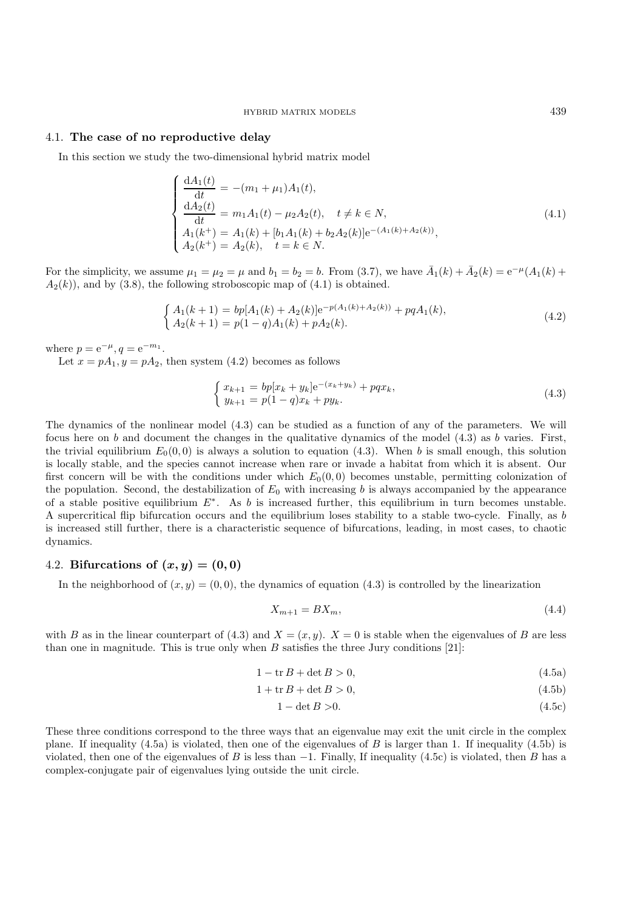### 4.1. **The case of no reproductive delay**

In this section we study the two-dimensional hybrid matrix model

$$
\begin{cases}
\dfrac{\mathrm{d}A_1(t)}{\mathrm{d}t} = -(m_1 + \mu_1)A_1(t), \\
\dfrac{\mathrm{d}A_2(t)}{\mathrm{d}t} = m_1 A_1(t) - \mu_2 A_2(t), \quad t \neq k \in N, \\
A_1(k^+) = A_1(k) + [b_1 A_1(k) + b_2 A_2(k)]\mathrm{e}^{-(A_1(k)+A_2(k))}, \\
A_2(k^+) = A_2(k), \quad t = k \in N.
\end{cases}
\tag{4.1}
$$

For the simplicity, we assume $\mu_1 = \mu_2 = \mu$ and $b_1 = b_2 = b$. From (3.7), we have $\bar{A}_1(k) + \bar{A}_2(k) = \mathrm{e}^{-\mu}(A_1(k) + A_2(k))$, and by (3.8), the following stroboscopic map of (4.1) is obtained.

$$
\begin{cases}
A_1(k+1) = bp[A_1(k) + A_2(k)]\mathrm{e}^{-p(A_1(k)+A_2(k))} + pqA_1(k), \\
A_2(k+1) = p(1-q)A_1(k) + pA_2(k).
\end{cases}
\tag{4.2}
$$

where $p = \mathrm{e}^{-\mu}, q = \mathrm{e}^{-m_1}$.

Let $x = pA_1, y = pA_2$, then system (4.2) becomes as follows

$$
\begin{cases}
x_{k+1} = bp[x_k + y_k]\mathrm{e}^{-(x_k+y_k)} + pqx_k, \\
y_{k+1} = p(1-q)x_k + py_k.
\end{cases}
\tag{4.3}
$$

The dynamics of the nonlinear model (4.3) can be studied as a function of any of the parameters. We will focus here on $b$ and document the changes in the qualitative dynamics of the model (4.3) as $b$ varies. First, the trivial equilibrium $E_0(0, 0)$ is always a solution to equation (4.3). When $b$ is small enough, this solution is locally stable, and the species cannot increase when rare or invade a habitat from which it is absent. Our first concern will be with the conditions under which $E_0(0, 0)$ becomes unstable, permitting colonization of the population. Second, the destabilization of $E_0$ with increasing $b$ is always accompanied by the appearance of a stable positive equilibrium $E^*$. As $b$ is increased further, this equilibrium in turn becomes unstable. A supercritical flip bifurcation occurs and the equilibrium loses stability to a stable two-cycle. Finally, as $b$ is increased still further, there is a characteristic sequence of bifurcations, leading, in most cases, to chaotic dynamics.

### 4.2. **Bifurcations of $(x, y) = (0, 0)$**

In the neighborhood of $(x, y) = (0, 0)$, the dynamics of equation (4.3) is controlled by the linearization

$$
X_{m+1} = BX_m,
\tag{4.4}
$$

with $B$ as in the linear counterpart of (4.3) and $X = (x, y)$. $X = 0$ is stable when the eigenvalues of $B$ are less than one in magnitude. This is true only when $B$ satisfies the three Jury conditions [21]:

$$
1 - \operatorname{tr} B + \det B > 0, \tag{4.5a}
$$

$$
1 + \operatorname{tr} B + \det B > 0, \tag{4.5b}
$$

$$
1 - \det B > 0. \tag{4.5c}
$$

These three conditions correspond to the three ways that an eigenvalue may exit the unit circle in the complex plane. If inequality (4.5a) is violated, then one of the eigenvalues of $B$ is larger than 1. If inequality (4.5b) is violated, then one of the eigenvalues of $B$ is less than $-1$. Finally, If inequality (4.5c) is violated, then $B$ has a complex-conjugate pair of eigenvalues lying outside the unit circle.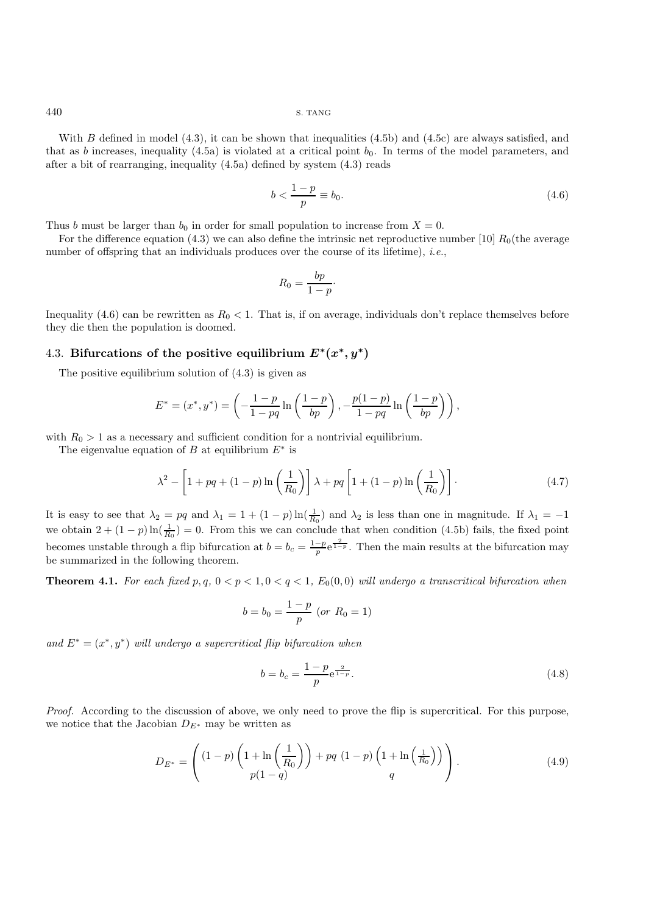With $B$ defined in model (4.3), it can be shown that inequalities (4.5b) and (4.5c) are always satisfied, and that as $b$ increases, inequality (4.5a) is violated at a critical point $b_0$. In terms of the model parameters, and after a bit of rearranging, inequality (4.5a) defined by system (4.3) reads

$$b < \frac{1-p}{p} \equiv b_0. \tag{4.6}$$

Thus $b$ must be larger than $b_0$ in order for small population to increase from $X = 0$.

For the difference equation (4.3) we can also define the intrinsic net reproductive number [10] $R_0$(the average number of offspring that an individuals produces over the course of its lifetime), *i.e.*,

$$R_0 = \frac{bp}{1-p}\cdot$$

Inequality (4.6) can be rewritten as $R_0 < 1$. That is, if on average, individuals don't replace themselves before they die then the population is doomed.

## 4.3. Bifurcations of the positive equilibrium $E^*(x^*, y^*)$

The positive equilibrium solution of (4.3) is given as

$$E^* = (x^*, y^*) = \left(-\frac{1-p}{1-pq}\ln\left(\frac{1-p}{bp}\right), -\frac{p(1-p)}{1-pq}\ln\left(\frac{1-p}{bp}\right)\right),$$

with $R_0 > 1$ as a necessary and sufficient condition for a nontrivial equilibrium.

The eigenvalue equation of $B$ at equilibrium $E^*$ is

$$\lambda^2 - \left[1 + pq + (1-p)\ln\left(\frac{1}{R_0}\right)\right]\lambda + pq\left[1 + (1-p)\ln\left(\frac{1}{R_0}\right)\right]\cdot \tag{4.7}$$

It is easy to see that $\lambda_2 = pq$ and $\lambda_1 = 1 + (1-p)\ln(\frac{1}{R_0})$ and $\lambda_2$ is less than one in magnitude. If $\lambda_1 = -1$ we obtain $2 + (1-p)\ln(\frac{1}{R_0}) = 0$. From this we can conclude that when condition (4.5b) fails, the fixed point becomes unstable through a flip bifurcation at $b = b_c = \frac{1-p}{p}e^{\frac{2}{1-p}}$. Then the main results at the bifurcation may be summarized in the following theorem.

**Theorem 4.1.** *For each fixed $p, q$, $0 < p < 1, 0 < q < 1$, $E_0(0,0)$ will undergo a transcritical bifurcation when*

$$b = b_0 = \frac{1-p}{p} \text{ (or } R_0 = 1)$$

*and $E^* = (x^*, y^*)$ will undergo a supercritical flip bifurcation when*

$$b = b_c = \frac{1-p}{p}e^{\frac{2}{1-p}}. \tag{4.8}$$

*Proof.* According to the discussion of above, we only need to prove the flip is supercritical. For this purpose, we notice that the Jacobian $D_{E^*}$ may be written as

$$D_{E^*} = \begin{pmatrix} (1-p)\left(1 + \ln\left(\frac{1}{R_0}\right)\right) + pq & (1-p)\left(1 + \ln\left(\frac{1}{R_0}\right)\right) \\ p(1-q) & q \end{pmatrix}. \tag{4.9}$$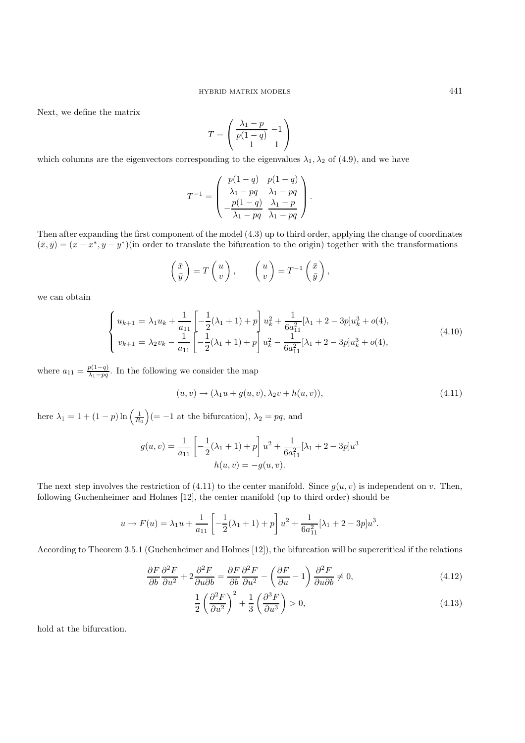Next, we define the matrix

$$T = \begin{pmatrix} \dfrac{\lambda_1 - p}{p(1-q)} & -1 \\ 1 & 1 \end{pmatrix}$$

which columns are the eigenvectors corresponding to the eigenvalues $\lambda_1, \lambda_2$ of (4.9), and we have

$$T^{-1} = \begin{pmatrix} \dfrac{p(1-q)}{\lambda_1 - pq} & \dfrac{p(1-q)}{\lambda_1 - pq} \\ -\dfrac{p(1-q)}{\lambda_1 - pq} & \dfrac{\lambda_1 - p}{\lambda_1 - pq} \end{pmatrix}.$$

Then after expanding the first component of the model (4.3) up to third order, applying the change of coordinates $(\bar{x}, \bar{y}) = (x - x^*, y - y^*)$(in order to translate the bifurcation to the origin) together with the transformations

$$\begin{pmatrix} \bar{x} \\ \bar{y} \end{pmatrix} = T \begin{pmatrix} u \\ v \end{pmatrix}, \qquad \begin{pmatrix} u \\ v \end{pmatrix} = T^{-1} \begin{pmatrix} \bar{x} \\ \bar{y} \end{pmatrix},$$

we can obtain

$$\begin{cases} u_{k+1} = \lambda_1 u_k + \dfrac{1}{a_{11}} \left[ -\dfrac{1}{2}(\lambda_1 + 1) + p \right] u_k^2 + \dfrac{1}{6a_{11}^2}[\lambda_1 + 2 - 3p] u_k^3 + o(4), \\ v_{k+1} = \lambda_2 v_k - \dfrac{1}{a_{11}} \left[ -\dfrac{1}{2}(\lambda_1 + 1) + p \right] u_k^2 - \dfrac{1}{6a_{11}^2}[\lambda_1 + 2 - 3p] u_k^3 + o(4), \end{cases} \tag{4.10}$$

where $a_{11} = \frac{p(1-q)}{\lambda_1 - pq}$. In the following we consider the map

$$(u, v) \to (\lambda_1 u + g(u, v), \lambda_2 v + h(u, v)), \tag{4.11}$$

here $\lambda_1 = 1 + (1-p)\ln\left(\frac{1}{R_0}\right)$(= $-1$ at the bifurcation), $\lambda_2 = pq$, and

$$g(u, v) = \frac{1}{a_{11}} \left[ -\frac{1}{2}(\lambda_1 + 1) + p \right] u^2 + \frac{1}{6a_{11}^2}[\lambda_1 + 2 - 3p] u^3$$
$$h(u, v) = -g(u, v).$$

The next step involves the restriction of (4.11) to the center manifold. Since $g(u, v)$ is independent on $v$. Then, following Guchenheimer and Holmes [12], the center manifold (up to third order) should be

$$u \to F(u) = \lambda_1 u + \frac{1}{a_{11}} \left[ -\frac{1}{2}(\lambda_1 + 1) + p \right] u^2 + \frac{1}{6a_{11}^2}[\lambda_1 + 2 - 3p] u^3.$$

According to Theorem 3.5.1 (Guchenheimer and Holmes [12]), the bifurcation will be supercritical if the relations

$$\frac{\partial F}{\partial b} \frac{\partial^2 F}{\partial u^2} + 2 \frac{\partial^2 F}{\partial u \partial b} = \frac{\partial F}{\partial b} \frac{\partial^2 F}{\partial u^2} - \left( \frac{\partial F}{\partial u} - 1 \right) \frac{\partial^2 F}{\partial u \partial b} \neq 0, \tag{4.12}$$

$$\frac{1}{2} \left( \frac{\partial^2 F}{\partial u^2} \right)^2 + \frac{1}{3} \left( \frac{\partial^3 F}{\partial u^3} \right) > 0, \tag{4.13}$$

hold at the bifurcation.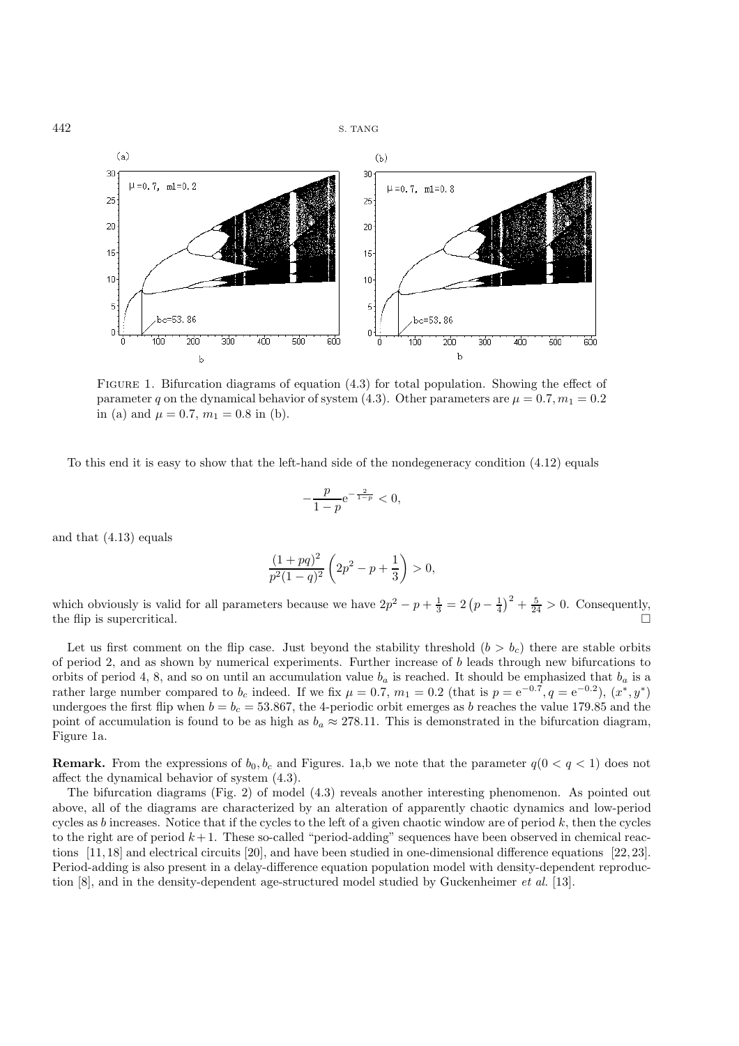FIGURE 1. Bifurcation diagrams of equation (4.3) for total population. Showing the effect of parameter $q$ on the dynamical behavior of system (4.3). Other parameters are $\mu = 0.7, m_1 = 0.2$ in (a) and $\mu = 0.7$, $m_1 = 0.8$ in (b).

To this end it is easy to show that the left-hand side of the nondegeneracy condition (4.12) equals

$$-\frac{p}{1-p}\mathrm{e}^{-\frac{2}{1-p}} < 0,$$

and that (4.13) equals

$$\frac{(1+pq)^2}{p^2(1-q)^2}\left(2p^2 - p + \frac{1}{3}\right) > 0,$$

which obviously is valid for all parameters because we have $2p^2 - p + \frac{1}{3} = 2\left(p - \frac{1}{4}\right)^2 + \frac{5}{24} > 0$. Consequently, the flip is supercritical. □

Let us first comment on the flip case. Just beyond the stability threshold ($b > b_c$) there are stable orbits of period 2, and as shown by numerical experiments. Further increase of $b$ leads through new bifurcations to orbits of period 4, 8, and so on until an accumulation value $b_a$ is reached. It should be emphasized that $b_a$ is a rather large number compared to $b_c$ indeed. If we fix $\mu = 0.7$, $m_1 = 0.2$ (that is $p = \mathrm{e}^{-0.7}, q = \mathrm{e}^{-0.2}$), $(x^*, y^*)$ undergoes the first flip when $b = b_c = 53.867$, the 4-periodic orbit emerges as $b$ reaches the value 179.85 and the point of accumulation is found to be as high as $b_a \approx 278.11$. This is demonstrated in the bifurcation diagram, Figure 1a.

**Remark.** From the expressions of $b_0, b_c$ and Figures. 1a,b we note that the parameter $q (0 < q < 1)$ does not affect the dynamical behavior of system (4.3).

The bifurcation diagrams (Fig. 2) of model (4.3) reveals another interesting phenomenon. As pointed out above, all of the diagrams are characterized by an alteration of apparently chaotic dynamics and low-period cycles as $b$ increases. Notice that if the cycles to the left of a given chaotic window are of period $k$, then the cycles to the right are of period $k+1$. These so-called "period-adding" sequences have been observed in chemical reactions [11, 18] and electrical circuits [20], and have been studied in one-dimensional difference equations [22, 23]. Period-adding is also present in a delay-difference equation population model with density-dependent reproduction [8], and in the density-dependent age-structured model studied by Guckenheimer *et al.* [13].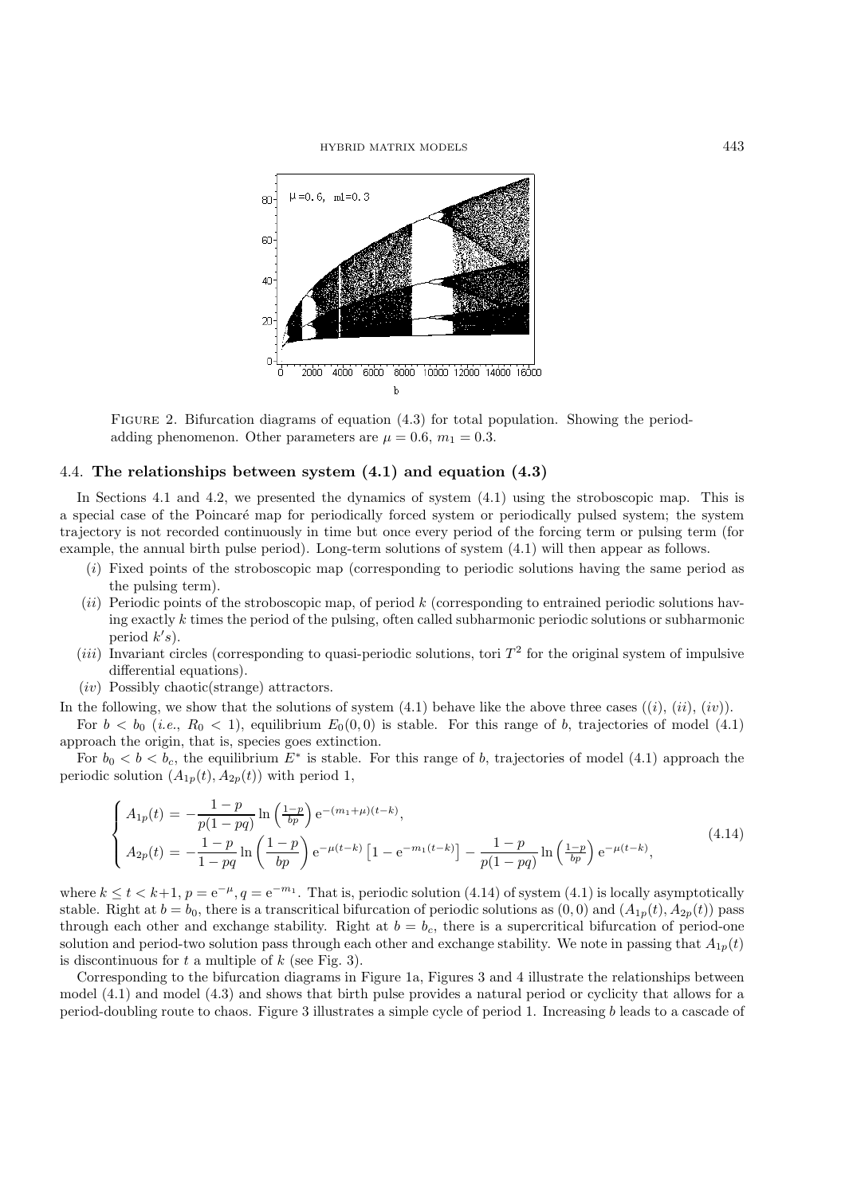Figure 2. Bifurcation diagrams of equation (4.3) for total population. Showing the period-adding phenomenon. Other parameters are $\mu = 0.6$, $m_1 = 0.3$.

### 4.4. The relationships between system (4.1) and equation (4.3)

In Sections 4.1 and 4.2, we presented the dynamics of system (4.1) using the stroboscopic map. This is a special case of the Poincaré map for periodically forced system or periodically pulsed system; the system trajectory is not recorded continuously in time but once every period of the forcing term or pulsing term (for example, the annual birth pulse period). Long-term solutions of system (4.1) will then appear as follows.

- ($i$) Fixed points of the stroboscopic map (corresponding to periodic solutions having the same period as the pulsing term).
- ($ii$) Periodic points of the stroboscopic map, of period $k$ (corresponding to entrained periodic solutions having exactly $k$ times the period of the pulsing, often called subharmonic periodic solutions or subharmonic period $k$'s).
- ($iii$) Invariant circles (corresponding to quasi-periodic solutions, tori $T^2$ for the original system of impulsive differential equations).
- ($iv$) Possibly chaotic(strange) attractors.

In the following, we show that the solutions of system (4.1) behave like the above three cases (($i$), ($ii$), ($iv$)).

For $b < b_0$ (*i.e.*, $R_0 < 1$), equilibrium $E_0(0,0)$ is stable. For this range of $b$, trajectories of model (4.1) approach the origin, that is, species goes extinction.

For $b_0 < b < b_c$, the equilibrium $E^*$ is stable. For this range of $b$, trajectories of model (4.1) approach the periodic solution $(A_{1p}(t), A_{2p}(t))$ with period 1,

$$
\begin{cases}
A_{1p}(t) = -\dfrac{1-p}{p(1-pq)} \ln\left(\frac{1-p}{bp}\right) \mathrm{e}^{-(m_1+\mu)(t-k)}, \\
A_{2p}(t) = -\dfrac{1-p}{1-pq} \ln\left(\dfrac{1-p}{bp}\right) \mathrm{e}^{-\mu(t-k)} \left[1 - \mathrm{e}^{-m_1(t-k)}\right] - \dfrac{1-p}{p(1-pq)} \ln\left(\frac{1-p}{bp}\right) \mathrm{e}^{-\mu(t-k)},
\end{cases}
\tag{4.14}
$$

where $k \le t < k+1$, $p = \mathrm{e}^{-\mu}$, $q = \mathrm{e}^{-m_1}$. That is, periodic solution (4.14) of system (4.1) is locally asymptotically stable. Right at $b = b_0$, there is a transcritical bifurcation of periodic solutions as $(0,0)$ and $(A_{1p}(t), A_{2p}(t))$ pass through each other and exchange stability. Right at $b = b_c$, there is a supercritical bifurcation of period-one solution and period-two solution pass through each other and exchange stability. We note in passing that $A_{1p}(t)$ is discontinuous for $t$ a multiple of $k$ (see Fig. 3).

Corresponding to the bifurcation diagrams in Figure 1a, Figures 3 and 4 illustrate the relationships between model (4.1) and model (4.3) and shows that birth pulse provides a natural period or cyclicity that allows for a period-doubling route to chaos. Figure 3 illustrates a simple cycle of period 1. Increasing $b$ leads to a cascade of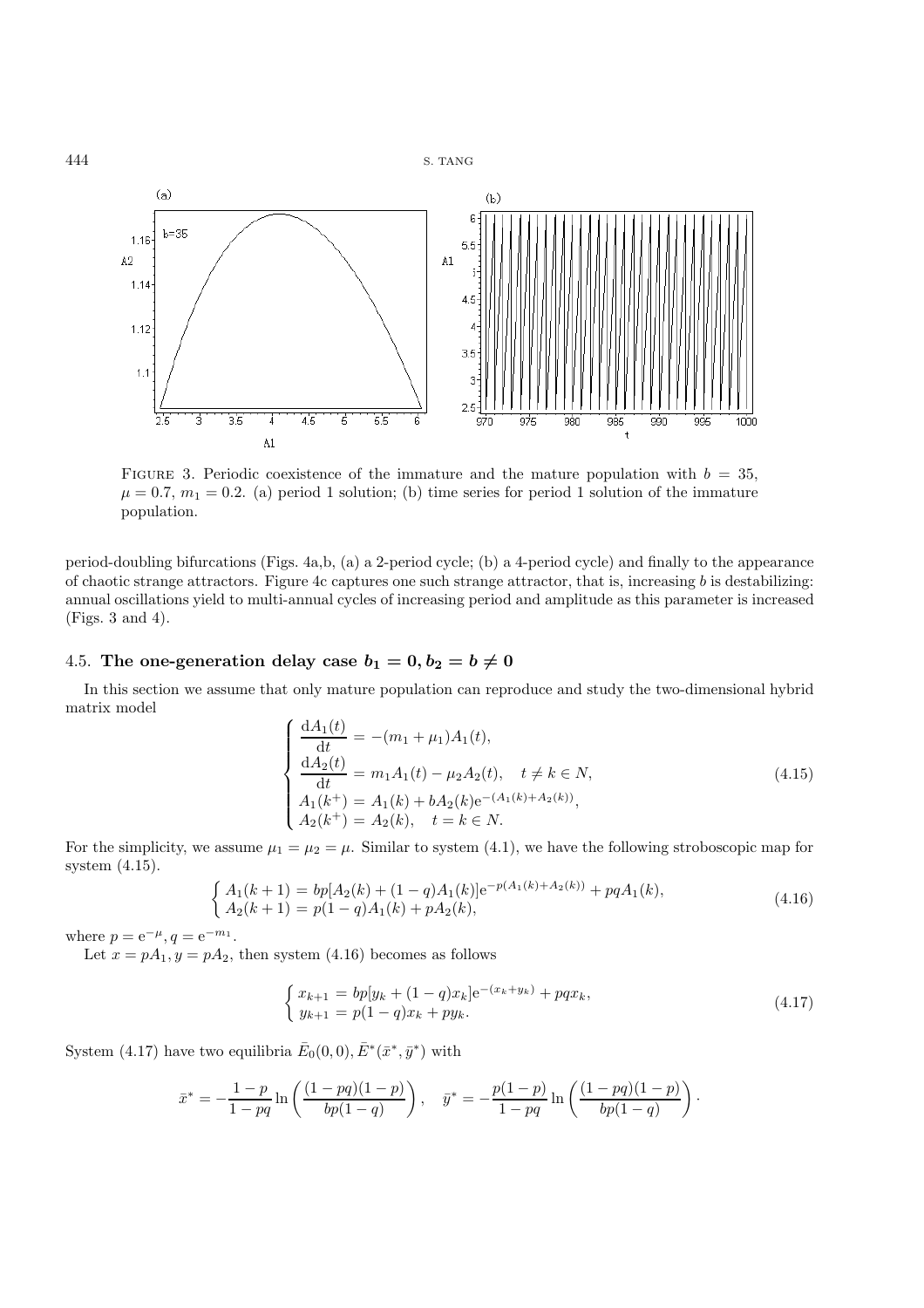FIGURE 3. Periodic coexistence of the immature and the mature population with $b = 35$, $\mu = 0.7$, $m_1 = 0.2$. (a) period 1 solution; (b) time series for period 1 solution of the immature population.

period-doubling bifurcations (Figs. 4a,b, (a) a 2-period cycle; (b) a 4-period cycle) and finally to the appearance of chaotic strange attractors. Figure 4c captures one such strange attractor, that is, increasing $b$ is destabilizing: annual oscillations yield to multi-annual cycles of increasing period and amplitude as this parameter is increased (Figs. 3 and 4).

## 4.5. The one-generation delay case $b_1 = 0, b_2 = b \neq 0$

In this section we assume that only mature population can reproduce and study the two-dimensional hybrid matrix model

$$\begin{cases} \dfrac{\mathrm{d}A_1(t)}{\mathrm{d}t} = -(m_1 + \mu_1)A_1(t), \\ \dfrac{\mathrm{d}A_2(t)}{\mathrm{d}t} = m_1 A_1(t) - \mu_2 A_2(t), \quad t \neq k \in N, \\ A_1(k^+) = A_1(k) + bA_2(k)\mathrm{e}^{-(A_1(k)+A_2(k))}, \\ A_2(k^+) = A_2(k), \quad t = k \in N. \end{cases} \tag{4.15}$$

For the simplicity, we assume $\mu_1 = \mu_2 = \mu$. Similar to system (4.1), we have the following stroboscopic map for system (4.15).

$$\begin{cases} A_1(k+1) = bp[A_2(k) + (1-q)A_1(k)]\mathrm{e}^{-p(A_1(k)+A_2(k))} + pqA_1(k), \\ A_2(k+1) = p(1-q)A_1(k) + pA_2(k), \end{cases} \tag{4.16}$$

where $p = \mathrm{e}^{-\mu}, q = \mathrm{e}^{-m_1}$.

Let $x = pA_1, y = pA_2$, then system (4.16) becomes as follows

$$\begin{cases} x_{k+1} = bp[y_k + (1-q)x_k]\mathrm{e}^{-(x_k+y_k)} + pqx_k, \\ y_{k+1} = p(1-q)x_k + py_k. \end{cases} \tag{4.17}$$

System (4.17) have two equilibria $\bar{E}_0(0,0), \bar{E}^*(\bar{x}^*, \bar{y}^*)$ with

$$\bar{x}^* = -\frac{1-p}{1-pq}\ln\left(\frac{(1-pq)(1-p)}{bp(1-q)}\right), \quad \bar{y}^* = -\frac{p(1-p)}{1-pq}\ln\left(\frac{(1-pq)(1-p)}{bp(1-q)}\right).$$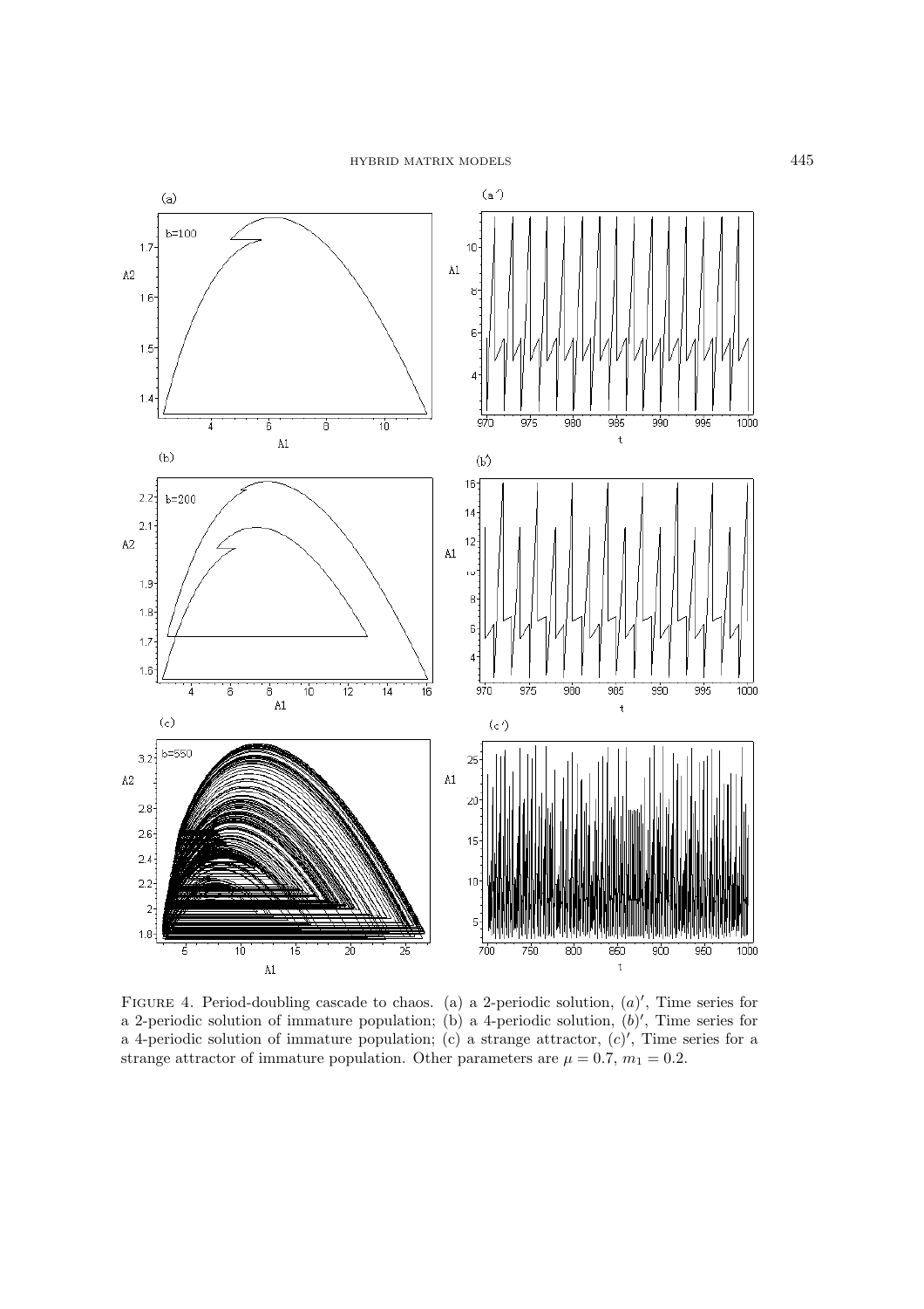Figure 4. Period-doubling cascade to chaos. (a) a 2-periodic solution, $(a)'$, Time series for a 2-periodic solution of immature population; (b) a 4-periodic solution, $(b)'$, Time series for a 4-periodic solution of immature population; (c) a strange attractor, $(c)'$, Time series for a strange attractor of immature population. Other parameters are $\mu = 0.7$, $m_1 = 0.2$.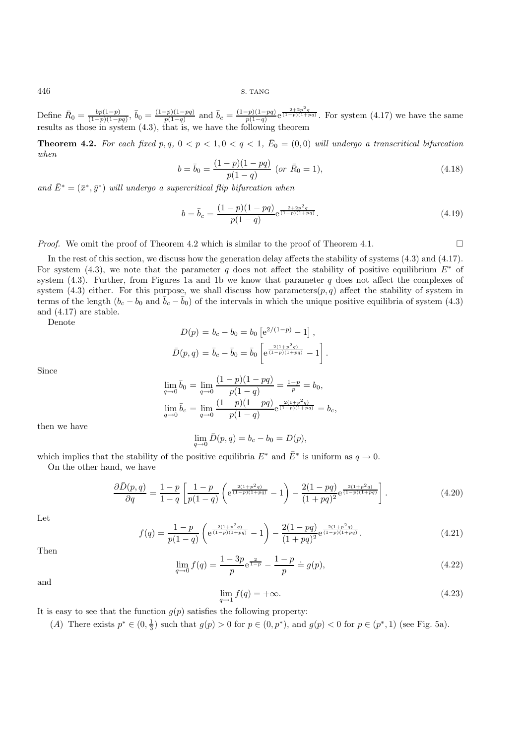Define $\bar{R}_0 = \frac{bp(1-p)}{(1-p)(1-pq)}$, $\bar{b}_0 = \frac{(1-p)(1-pq)}{p(1-q)}$ and $\bar{b}_c = \frac{(1-p)(1-pq)}{p(1-q)} e^{\frac{2+2p^2q}{(1-p)(1+pq)}}$. For system (4.17) we have the same results as those in system (4.3), that is, we have the following theorem

**Theorem 4.2.** *For each fixed $p, q$, $0 < p < 1, 0 < q < 1$, $\bar{E}_0 = (0,0)$ will undergo a transcritical bifurcation when*

$$b = \bar{b}_0 = \frac{(1-p)(1-pq)}{p(1-q)} \text{ (or } \bar{R}_0 = 1), \tag{4.18}$$

*and $\bar{E}^* = (\bar{x}^*, \bar{y}^*)$ will undergo a supercritical flip bifurcation when*

$$b = \bar{b}_c = \frac{(1-p)(1-pq)}{p(1-q)} e^{\frac{2+2p^2q}{(1-p)(1+pq)}}. \tag{4.19}$$

*Proof.* We omit the proof of Theorem 4.2 which is similar to the proof of Theorem 4.1. □

In the rest of this section, we discuss how the generation delay affects the stability of systems (4.3) and (4.17). For system (4.3), we note that the parameter $q$ does not affect the stability of positive equilibrium $E^*$ of system (4.3). Further, from Figures 1a and 1b we know that parameter $q$ does not affect the complexes of system (4.3) either. For this purpose, we shall discuss how parameters$(p, q)$ affect the stability of system in terms of the length ($b_c - b_0$ and $\bar{b}_c - \bar{b}_0$) of the intervals in which the unique positive equilibria of system (4.3) and (4.17) are stable.

Denote

$$D(p) = b_c - b_0 = b_0 \left[e^{2/(1-p)} - 1\right],$$

$$\bar{D}(p,q) = \bar{b}_c - \bar{b}_0 = \bar{b}_0 \left[e^{\frac{2(1+p^2q)}{(1-p)(1+pq)}} - 1\right].$$

Since

$$\lim_{q\to 0} \bar{b}_0 = \lim_{q\to 0} \frac{(1-p)(1-pq)}{p(1-q)} = \frac{1-p}{p} = b_0,$$

$$\lim_{q\to 0} \bar{b}_c = \lim_{q\to 0} \frac{(1-p)(1-pq)}{p(1-q)} e^{\frac{2(1+p^2q)}{(1-p)(1+pq)}} = b_c,$$

then we have

$$\lim_{q\to 0} \bar{D}(p,q) = b_c - b_0 = D(p),$$

which implies that the stability of the positive equilibria $E^*$ and $\bar{E}^*$ is uniform as $q \to 0$.

On the other hand, we have

$$\frac{\partial \bar{D}(p,q)}{\partial q} = \frac{1-p}{1-q}\left[\frac{1-p}{p(1-q)}\left(e^{\frac{2(1+p^2q)}{(1-p)(1+pq)}} - 1\right) - \frac{2(1-pq)}{(1+pq)^2} e^{\frac{2(1+p^2q)}{(1-p)(1+pq)}}\right]. \tag{4.20}$$

Let

$$f(q) = \frac{1-p}{p(1-q)}\left(e^{\frac{2(1+p^2q)}{(1-p)(1+pq)}} - 1\right) - \frac{2(1-pq)}{(1+pq)^2} e^{\frac{2(1+p^2q)}{(1-p)(1+pq)}}. \tag{4.21}$$

Then

$$\lim_{q\to 0} f(q) = \frac{1-3p}{p} e^{\frac{2}{1-p}} - \frac{1-p}{p} \doteq g(p), \tag{4.22}$$

and

$$\lim_{q\to 1} f(q) = +\infty. \tag{4.23}$$

It is easy to see that the function $g(p)$ satisfies the following property:

($A$) There exists $p^* \in (0, \frac{1}{3})$ such that $g(p) > 0$ for $p \in (0, p^*)$, and $g(p) < 0$ for $p \in (p^*, 1)$ (see Fig. 5a).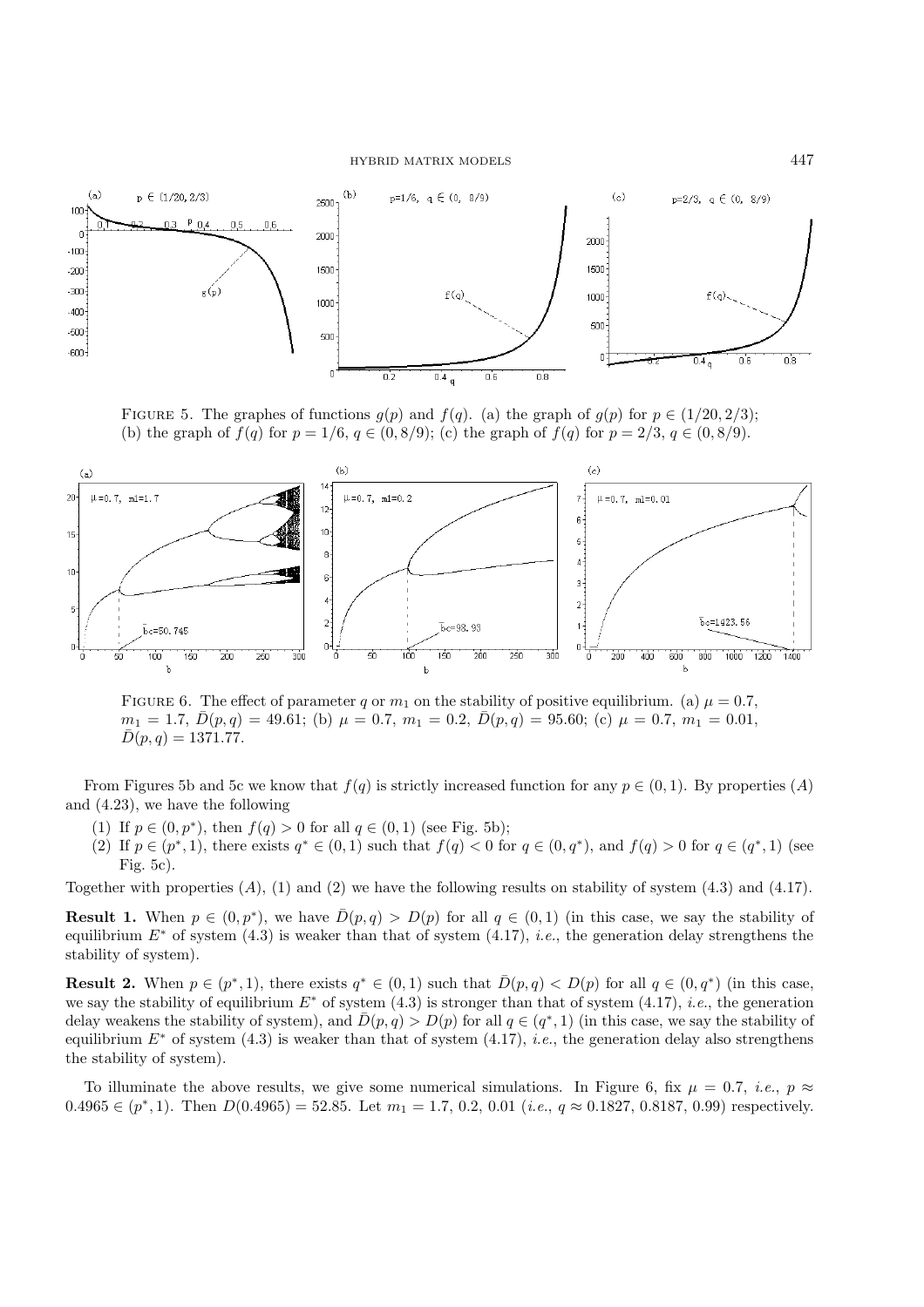FIGURE 5. The graphes of functions $g(p)$ and $f(q)$. (a) the graph of $g(p)$ for $p \in (1/20, 2/3)$; (b) the graph of $f(q)$ for $p = 1/6$, $q \in (0, 8/9)$; (c) the graph of $f(q)$ for $p = 2/3$, $q \in (0, 8/9)$.

FIGURE 6. The effect of parameter $q$ or $m_1$ on the stability of positive equilibrium. (a) $\mu = 0.7$, $m_1 = 1.7$, $\bar{D}(p, q) = 49.61$; (b) $\mu = 0.7$, $m_1 = 0.2$, $\bar{D}(p, q) = 95.60$; (c) $\mu = 0.7$, $m_1 = 0.01$, $\bar{D}(p, q) = 1371.77$.

From Figures 5b and 5c we know that $f(q)$ is strictly increased function for any $p \in (0, 1)$. By properties $(A)$ and (4.23), we have the following

(1) If $p \in (0, p^*)$, then $f(q) > 0$ for all $q \in (0, 1)$ (see Fig. 5b);
(2) If $p \in (p^*, 1)$, there exists $q^* \in (0, 1)$ such that $f(q) < 0$ for $q \in (0, q^*)$, and $f(q) > 0$ for $q \in (q^*, 1)$ (see Fig. 5c).

Together with properties $(A)$, (1) and (2) we have the following results on stability of system (4.3) and (4.17).

**Result 1.** When $p \in (0, p^*)$, we have $\bar{D}(p, q) > D(p)$ for all $q \in (0, 1)$ (in this case, we say the stability of equilibrium $E^*$ of system (4.3) is weaker than that of system (4.17), *i.e.*, the generation delay strengthens the stability of system).

**Result 2.** When $p \in (p^*, 1)$, there exists $q^* \in (0, 1)$ such that $\bar{D}(p, q) < D(p)$ for all $q \in (0, q^*)$ (in this case, we say the stability of equilibrium $E^*$ of system (4.3) is stronger than that of system (4.17), *i.e.*, the generation delay weakens the stability of system), and $\bar{D}(p, q) > D(p)$ for all $q \in (q^*, 1)$ (in this case, we say the stability of equilibrium $E^*$ of system (4.3) is weaker than that of system (4.17), *i.e.*, the generation delay also strengthens the stability of system).

To illuminate the above results, we give some numerical simulations. In Figure 6, fix $\mu = 0.7$, *i.e.*, $p \approx 0.4965 \in (p^*, 1)$. Then $D(0.4965) = 52.85$. Let $m_1 = 1.7$, $0.2$, $0.01$ (*i.e.*, $q \approx 0.1827$, $0.8187$, $0.99$) respectively.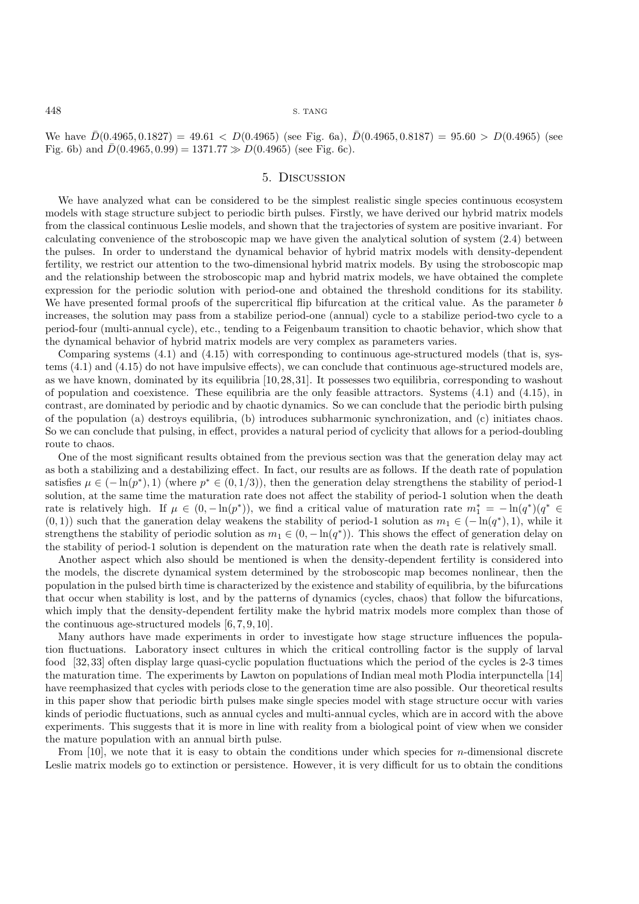We have $\bar{D}(0.4965, 0.1827) = 49.61 < D(0.4965)$ (see Fig. 6a), $\bar{D}(0.4965, 0.8187) = 95.60 > D(0.4965)$ (see Fig. 6b) and $\bar{D}(0.4965, 0.99) = 1371.77 \gg D(0.4965)$ (see Fig. 6c).

## 5. Discussion

We have analyzed what can be considered to be the simplest realistic single species continuous ecosystem models with stage structure subject to periodic birth pulses. Firstly, we have derived our hybrid matrix models from the classical continuous Leslie models, and shown that the trajectories of system are positive invariant. For calculating convenience of the stroboscopic map we have given the analytical solution of system (2.4) between the pulses. In order to understand the dynamical behavior of hybrid matrix models with density-dependent fertility, we restrict our attention to the two-dimensional hybrid matrix models. By using the stroboscopic map and the relationship between the stroboscopic map and hybrid matrix models, we have obtained the complete expression for the periodic solution with period-one and obtained the threshold conditions for its stability. We have presented formal proofs of the supercritical flip bifurcation at the critical value. As the parameter $b$ increases, the solution may pass from a stabilize period-one (annual) cycle to a stabilize period-two cycle to a period-four (multi-annual cycle), etc., tending to a Feigenbaum transition to chaotic behavior, which show that the dynamical behavior of hybrid matrix models are very complex as parameters varies.

Comparing systems (4.1) and (4.15) with corresponding to continuous age-structured models (that is, systems (4.1) and (4.15) do not have impulsive effects), we can conclude that continuous age-structured models are, as we have known, dominated by its equilibria [10,28,31]. It possesses two equilibria, corresponding to washout of population and coexistence. These equilibria are the only feasible attractors. Systems (4.1) and (4.15), in contrast, are dominated by periodic and by chaotic dynamics. So we can conclude that the periodic birth pulsing of the population (a) destroys equilibria, (b) introduces subharmonic synchronization, and (c) initiates chaos. So we can conclude that pulsing, in effect, provides a natural period of cyclicity that allows for a period-doubling route to chaos.

One of the most significant results obtained from the previous section was that the generation delay may act as both a stabilizing and a destabilizing effect. In fact, our results are as follows. If the death rate of population satisfies $\mu \in (-\ln(p^*), 1)$ (where $p^* \in (0, 1/3)$), then the generation delay strengthens the stability of period-1 solution, at the same time the maturation rate does not affect the stability of period-1 solution when the death rate is relatively high. If $\mu \in (0, -\ln(p^*))$, we find a critical value of maturation rate $m_1^* = -\ln(q^*)(q^* \in (0, 1))$ such that the ganeration delay weakens the stability of period-1 solution as $m_1 \in (-\ln(q^*), 1)$, while it strengthens the stability of periodic solution as $m_1 \in (0, -\ln(q^*))$. This shows the effect of generation delay on the stability of period-1 solution is dependent on the maturation rate when the death rate is relatively small.

Another aspect which also should be mentioned is when the density-dependent fertility is considered into the models, the discrete dynamical system determined by the stroboscopic map becomes nonlinear, then the population in the pulsed birth time is characterized by the existence and stability of equilibria, by the bifurcations that occur when stability is lost, and by the patterns of dynamics (cycles, chaos) that follow the bifurcations, which imply that the density-dependent fertility make the hybrid matrix models more complex than those of the continuous age-structured models [6,7,9,10].

Many authors have made experiments in order to investigate how stage structure influences the population fluctuations. Laboratory insect cultures in which the critical controlling factor is the supply of larval food [32,33] often display large quasi-cyclic population fluctuations which the period of the cycles is 2-3 times the maturation time. The experiments by Lawton on populations of Indian meal moth Plodia interpunctella [14] have reemphasized that cycles with periods close to the generation time are also possible. Our theoretical results in this paper show that periodic birth pulses make single species model with stage structure occur with varies kinds of periodic fluctuations, such as annual cycles and multi-annual cycles, which are in accord with the above experiments. This suggests that it is more in line with reality from a biological point of view when we consider the mature population with an annual birth pulse.

From [10], we note that it is easy to obtain the conditions under which species for $n$-dimensional discrete Leslie matrix models go to extinction or persistence. However, it is very difficult for us to obtain the conditions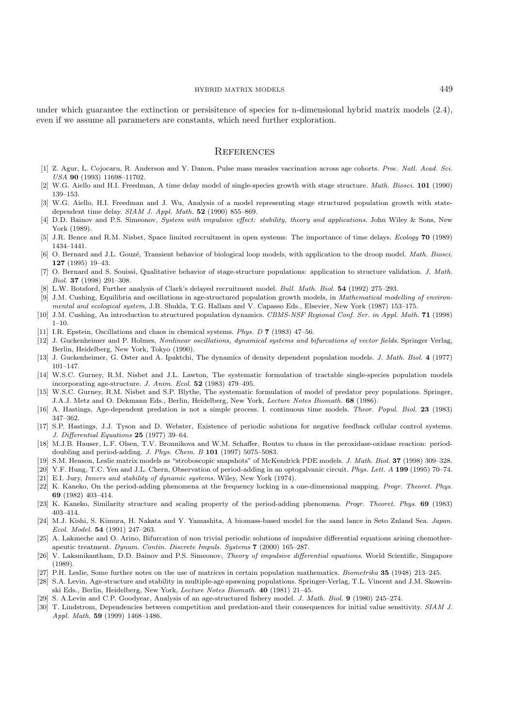under which guarantee the extinction or persisitence of species for n-dimensional hybrid matrix models (2.4), even if we assume all parameters are constants, which need further exploration.

## References

[1] Z. Agur, L. Cojocaru, R. Anderson and Y. Danon, Pulse mass measles vaccination across age cohorts. *Proc. Natl. Acad. Sci. USA* **90** (1993) 11698–11702.

[2] W.G. Aiello and H.I. Freedman, A time delay model of single-species growth with stage structure. *Math. Biosci.* **101** (1990) 139–153.

[3] W.G. Aiello, H.I. Freedman and J. Wu, Analysis of a model representing stage structured population growth with state-dependent time delay. *SIAM J. Appl. Math.* **52** (1990) 855–869.

[4] D.D. Bainov and P.S. Simeonov, *System with impulsive effect: stability, theory and applications*. John Wiley & Sons, New York (1989).

[5] J.R. Bence and R.M. Nisbet, Space limited recruitment in open systems: The importance of time delays. *Ecology* **70** (1989) 1434–1441.

[6] O. Bernard and J.L. Gouzé, Transient behavior of biological loop models, with application to the droop model. *Math. Biosci.* **127** (1995) 19–43.

[7] O. Bernard and S. Souissi, Qualitative behavior of stage-structure populations: application to structure validation. *J. Math. Biol.* **37** (1998) 291–308.

[8] L.W. Botsford, Further analysis of Clark's delayed recruitment model. *Bull. Math. Biol.* **54** (1992) 275–293.

[9] J.M. Cushing, Equilibria and oscillations in age-structured population growth models, in *Mathematical modelling of environmental and ecological system*, J.B. Shukla, T.G. Hallam and V. Capasso Eds., Elsevier, New York (1987) 153–175.

[10] J.M. Cushing, An introduction to structured population dynamics. *CBMS-NSF Regional Conf. Ser. in Appl. Math.* **71** (1998) 1–10.

[11] I.R. Epstein, Oscillations and chaos in chemical systems. *Phys. D* **7** (1983) 47–56.

[12] J. Guckenheimer and P. Holmes, *Nonlinear oscillations, dynamical systems and bifurcations of vector fields*. Springer Verlag, Berlin, Heidelberg, New York, Tokyo (1990).

[13] J. Guckenheimer, G. Oster and A. Ipaktchi, The dynamics of density dependent population models. *J. Math. Biol.* **4** (1977) 101–147.

[14] W.S.C. Gurney, R.M. Nisbet and J.L. Lawton, The systematic formulation of tractable single-species population models incorporating age-structure. *J. Anim. Ecol.* **52** (1983) 479–495.

[15] W.S.C. Gurney, R.M. Nisbet and S.P. Blythe, The systematic formulation of model of predator prey populations. Springer, J.A.J. Metz and O. Dekmann Eds., Berlin, Heidelberg, New York, *Lecture Notes Biomath.* **68** (1986).

[16] A. Hastings, Age-dependent predation is not a simple process. I. continuous time models. *Theor. Popul. Biol.* **23** (1983) 347–362.

[17] S.P. Hastings, J.J. Tyson and D. Webster, Existence of periodic solutions for negative feedback cellular control systems. *J. Differential Equations* **25** (1977) 39–64.

[18] M.J.B. Hauser, L.F. Olsen, T.V. Bronnikova and W.M. Schaffer, Routes to chaos in the peroxidase-oxidase reaction: period-doubling and period-adding. *J. Phys. Chem. B* **101** (1997) 5075–5083.

[19] S.M. Henson, Leslie matrix models as "stroboscopic snapshots" of McKendrick PDE models. *J. Math. Biol.* **37** (1998) 309–328.

[20] Y.F. Hung, T.C. Yen and J.L. Chern, Observation of period-adding in an optogalvanic circuit. *Phys. Lett. A* **199** (1995) 70–74.

[21] E.I. Jury, *Inners and stability of dynamic systems*. Wiley, New York (1974).

[22] K. Kaneko, On the period-adding phenomena at the frequency locking in a one-dimensional mapping. *Progr. Theoret. Phys.* **69** (1982) 403–414.

[23] K. Kaneko, Similarity structure and scaling property of the period-adding phenomena. *Progr. Theoret. Phys.* **69** (1983) 403–414.

[24] M.J. Kishi, S. Kimura, H. Nakata and Y. Yamashita, A biomass-based model for the sand lance in Seto Znland Sea. *Japan. Ecol. Model.* **54** (1991) 247–263.

[25] A. Lakmeche and O. Arino, Bifurcation of non trivial periodic solutions of impulsive differential equations arising chemotherapeutic treatment. *Dynam. Contin. Discrete Impuls. Systems* **7** (2000) 165–287.

[26] V. Laksmikantham, D.D. Bainov and P.S. Simeonov, *Theory of impulsive differential equations*. World Scientific, Singapore (1989).

[27] P.H. Leslie, Some further notes on the use of matrices in certain population mathematics. *Biometrika* **35** (1948) 213–245.

[28] S.A. Levin, Age-structure and stability in multiple-age spawning populations. Springer-Verlag, T.L. Vincent and J.M. Skowronski Eds., Berlin, Heidelberg, New York, *Lecture Notes Biomath.* **40** (1981) 21–45.

[29] S. A.Levin and C.P. Goodyear, Analysis of an age-structured fishery model. *J. Math. Biol.* **9** (1980) 245–274.

[30] T. Lindstrom, Dependencies between competition and predation-and their consequences for initial value sensitivity. *SIAM J. Appl. Math.* **59** (1999) 1468–1486.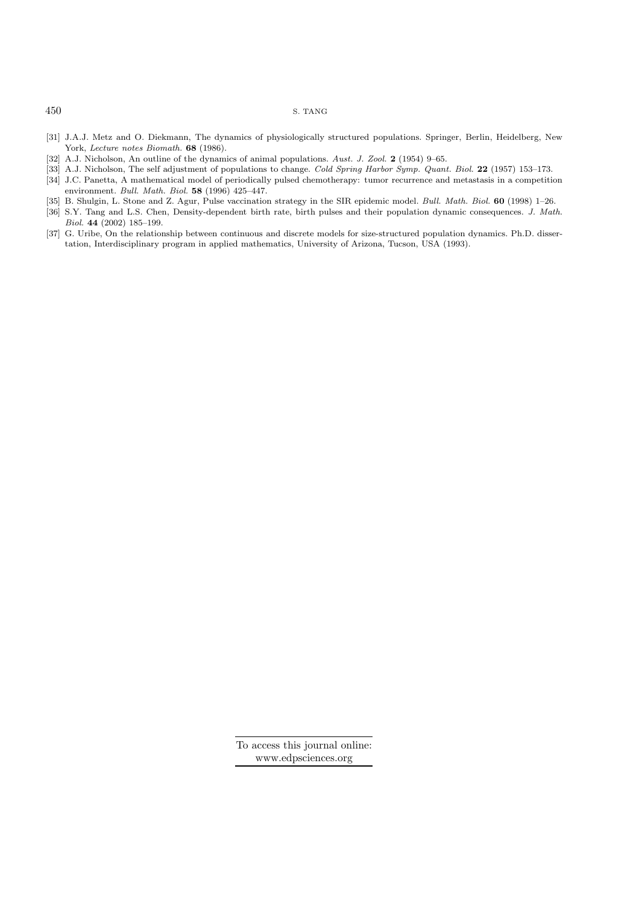[31] J.A.J. Metz and O. Diekmann, The dynamics of physiologically structured populations. Springer, Berlin, Heidelberg, New York, *Lecture notes Biomath.* **68** (1986).

[32] A.J. Nicholson, An outline of the dynamics of animal populations. *Aust. J. Zool.* **2** (1954) 9–65.

[33] A.J. Nicholson, The self adjustment of populations to change. *Cold Spring Harbor Symp. Quant. Biol.* **22** (1957) 153–173.

[34] J.C. Panetta, A mathematical model of periodically pulsed chemotherapy: tumor recurrence and metastasis in a competition environment. *Bull. Math. Biol.* **58** (1996) 425–447.

[35] B. Shulgin, L. Stone and Z. Agur, Pulse vaccination strategy in the SIR epidemic model. *Bull. Math. Biol.* **60** (1998) 1–26.

[36] S.Y. Tang and L.S. Chen, Density-dependent birth rate, birth pulses and their population dynamic consequences. *J. Math. Biol.* **44** (2002) 185–199.

[37] G. Uribe, On the relationship between continuous and discrete models for size-structured population dynamics. Ph.D. dissertation, Interdisciplinary program in applied mathematics, University of Arizona, Tucson, USA (1993).

To access this journal online:
www.edpsciences.org